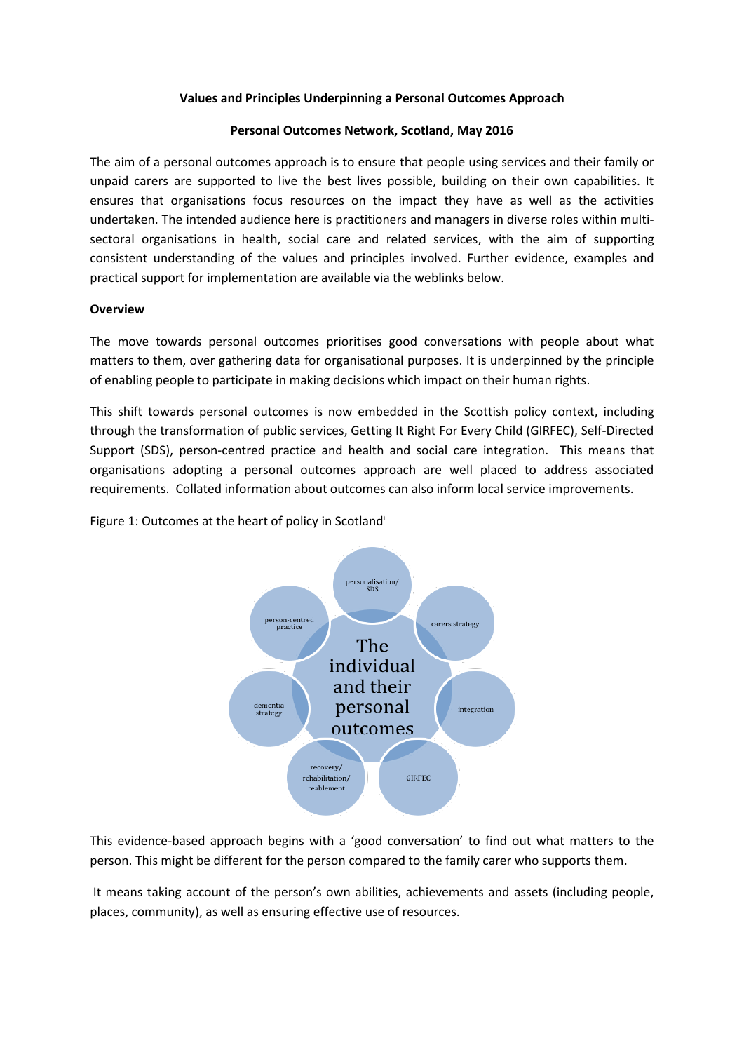**Values and Principles Underpinning a Personal Outcomes Approach**

**Personal Outcomes Network, Scotland, May 2016**

The aim of a personal outcomes approach is to ensure that people using services and their family or unpaid carers are supported to live the best lives possible, building on their own capabilities. It ensures that organisations focus resources on the impact they have as well as the activities undertaken. The intended audience here is practitioners and managers in diverse roles within multi-sectoral organisations in health, social care and related services, with the aim of supporting consistent understanding of the values and principles involved. Further evidence, examples and practical support for implementation are available via the weblinks below.

**Overview**

The move towards personal outcomes prioritises good conversations with people about what matters to them, over gathering data for organisational purposes. It is underpinned by the principle of enabling people to participate in making decisions which impact on their human rights.

This shift towards personal outcomes is now embedded in the Scottish policy context, including through the transformation of public services, Getting It Right For Every Child (GIRFEC), Self-Directed Support (SDS), person-centred practice and health and social care integration. This means that organisations adopting a personal outcomes approach are well placed to address associated requirements. Collated information about outcomes can also inform local service improvements.

Figure 1: Outcomes at the heart of policy in Scotland[i]

The individual and their personal outcomes

personalisation/ SDS

carers strategy

integration

GIRFEC

recovery/ rehabilitation/ reablement

dementia strategy

person-centred practice

This evidence-based approach begins with a 'good conversation' to find out what matters to the person. This might be different for the person compared to the family carer who supports them.

It means taking account of the person's own abilities, achievements and assets (including people, places, community), as well as ensuring effective use of resources.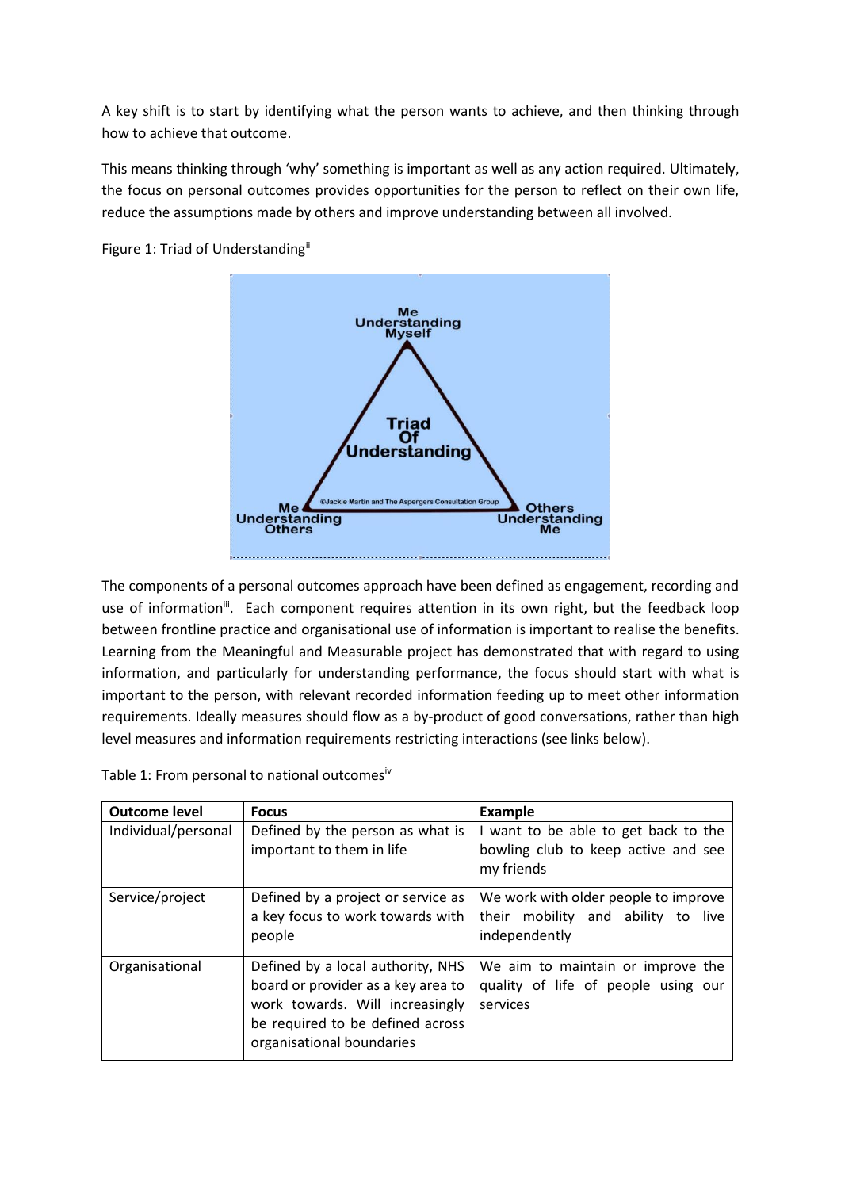A key shift is to start by identifying what the person wants to achieve, and then thinking through how to achieve that outcome.

This means thinking through 'why' something is important as well as any action required. Ultimately, the focus on personal outcomes provides opportunities for the person to reflect on their own life, reduce the assumptions made by others and improve understanding between all involved.

Figure 1: Triad of Understanding[ii]

Me Understanding Myself

Triad Of Understanding

©Jackie Martin and The Aspergers Consultation Group

Me Understanding Others

Others Understanding Me

The components of a personal outcomes approach have been defined as engagement, recording and use of information[iii]. Each component requires attention in its own right, but the feedback loop between frontline practice and organisational use of information is important to realise the benefits. Learning from the Meaningful and Measurable project has demonstrated that with regard to using information, and particularly for understanding performance, the focus should start with what is important to the person, with relevant recorded information feeding up to meet other information requirements. Ideally measures should flow as a by-product of good conversations, rather than high level measures and information requirements restricting interactions (see links below).

Table 1: From personal to national outcomes[iv]

| **Outcome level** | **Focus** | **Example** |
|---|---|---|
| Individual/personal | Defined by the person as what is important to them in life | I want to be able to get back to the bowling club to keep active and see my friends |
| Service/project | Defined by a project or service as a key focus to work towards with people | We work with older people to improve their mobility and ability to live independently |
| Organisational | Defined by a local authority, NHS board or provider as a key area to work towards. Will increasingly be required to be defined across organisational boundaries | We aim to maintain or improve the quality of life of people using our services |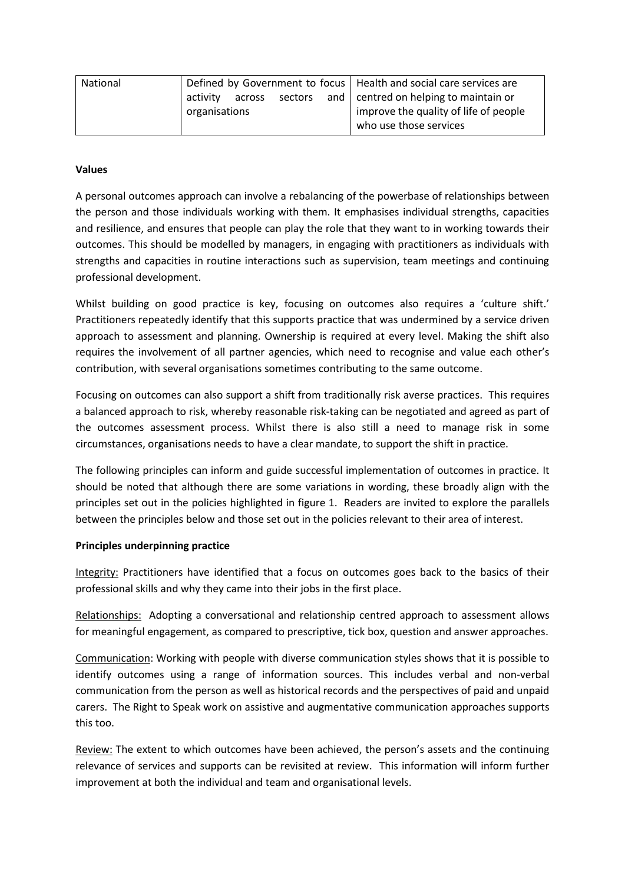| National | Defined by Government to focus activity across sectors and organisations | Health and social care services are centred on helping to maintain or improve the quality of life of people who use those services |
|---|---|---|

**Values**

A personal outcomes approach can involve a rebalancing of the powerbase of relationships between the person and those individuals working with them. It emphasises individual strengths, capacities and resilience, and ensures that people can play the role that they want to in working towards their outcomes. This should be modelled by managers, in engaging with practitioners as individuals with strengths and capacities in routine interactions such as supervision, team meetings and continuing professional development.

Whilst building on good practice is key, focusing on outcomes also requires a 'culture shift.' Practitioners repeatedly identify that this supports practice that was undermined by a service driven approach to assessment and planning. Ownership is required at every level. Making the shift also requires the involvement of all partner agencies, which need to recognise and value each other's contribution, with several organisations sometimes contributing to the same outcome.

Focusing on outcomes can also support a shift from traditionally risk averse practices. This requires a balanced approach to risk, whereby reasonable risk-taking can be negotiated and agreed as part of the outcomes assessment process. Whilst there is also still a need to manage risk in some circumstances, organisations needs to have a clear mandate, to support the shift in practice.

The following principles can inform and guide successful implementation of outcomes in practice. It should be noted that although there are some variations in wording, these broadly align with the principles set out in the policies highlighted in figure 1. Readers are invited to explore the parallels between the principles below and those set out in the policies relevant to their area of interest.

**Principles underpinning practice**

Integrity: Practitioners have identified that a focus on outcomes goes back to the basics of their professional skills and why they came into their jobs in the first place.

Relationships: Adopting a conversational and relationship centred approach to assessment allows for meaningful engagement, as compared to prescriptive, tick box, question and answer approaches.

Communication: Working with people with diverse communication styles shows that it is possible to identify outcomes using a range of information sources. This includes verbal and non-verbal communication from the person as well as historical records and the perspectives of paid and unpaid carers. The Right to Speak work on assistive and augmentative communication approaches supports this too.

Review: The extent to which outcomes have been achieved, the person's assets and the continuing relevance of services and supports can be revisited at review. This information will inform further improvement at both the individual and team and organisational levels.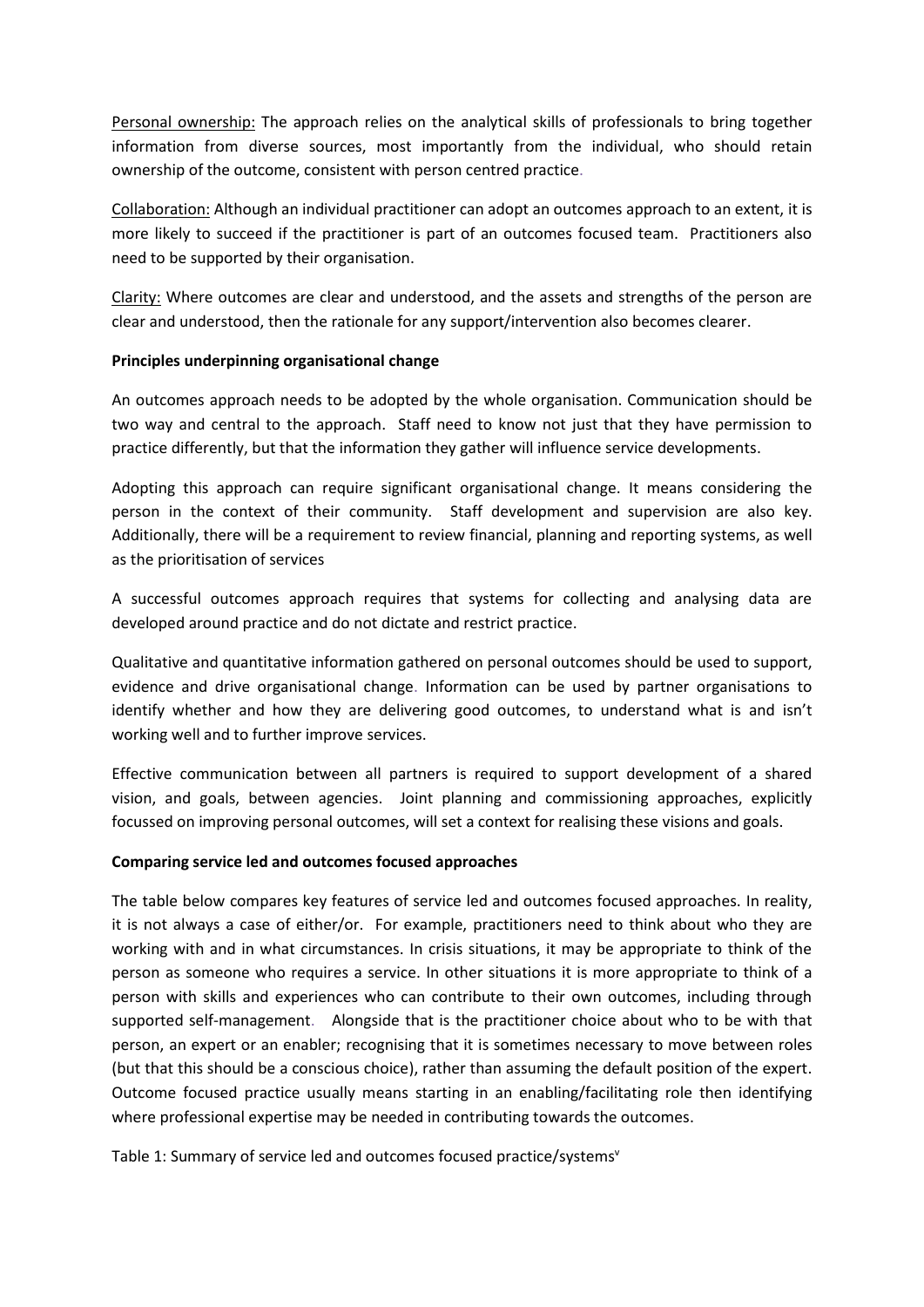Personal ownership: The approach relies on the analytical skills of professionals to bring together information from diverse sources, most importantly from the individual, who should retain ownership of the outcome, consistent with person centred practice.

Collaboration: Although an individual practitioner can adopt an outcomes approach to an extent, it is more likely to succeed if the practitioner is part of an outcomes focused team. Practitioners also need to be supported by their organisation.

Clarity: Where outcomes are clear and understood, and the assets and strengths of the person are clear and understood, then the rationale for any support/intervention also becomes clearer.

**Principles underpinning organisational change**

An outcomes approach needs to be adopted by the whole organisation. Communication should be two way and central to the approach. Staff need to know not just that they have permission to practice differently, but that the information they gather will influence service developments.

Adopting this approach can require significant organisational change. It means considering the person in the context of their community. Staff development and supervision are also key. Additionally, there will be a requirement to review financial, planning and reporting systems, as well as the prioritisation of services

A successful outcomes approach requires that systems for collecting and analysing data are developed around practice and do not dictate and restrict practice.

Qualitative and quantitative information gathered on personal outcomes should be used to support, evidence and drive organisational change. Information can be used by partner organisations to identify whether and how they are delivering good outcomes, to understand what is and isn't working well and to further improve services.

Effective communication between all partners is required to support development of a shared vision, and goals, between agencies. Joint planning and commissioning approaches, explicitly focussed on improving personal outcomes, will set a context for realising these visions and goals.

**Comparing service led and outcomes focused approaches**

The table below compares key features of service led and outcomes focused approaches. In reality, it is not always a case of either/or. For example, practitioners need to think about who they are working with and in what circumstances. In crisis situations, it may be appropriate to think of the person as someone who requires a service. In other situations it is more appropriate to think of a person with skills and experiences who can contribute to their own outcomes, including through supported self-management. Alongside that is the practitioner choice about who to be with that person, an expert or an enabler; recognising that it is sometimes necessary to move between roles (but that this should be a conscious choice), rather than assuming the default position of the expert. Outcome focused practice usually means starting in an enabling/facilitating role then identifying where professional expertise may be needed in contributing towards the outcomes.

Table 1: Summary of service led and outcomes focused practice/systems[v]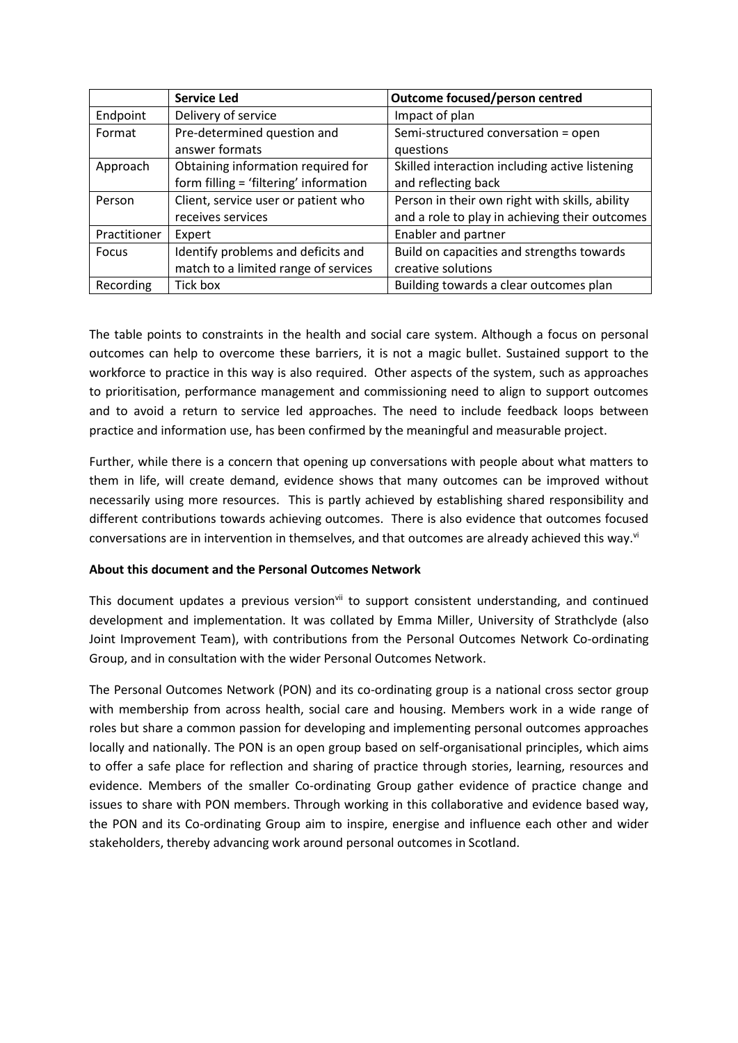| | **Service Led** | **Outcome focused/person centred** |
|---|---|---|
| Endpoint | Delivery of service | Impact of plan |
| Format | Pre-determined question and answer formats | Semi-structured conversation = open questions |
| Approach | Obtaining information required for form filling = 'filtering' information | Skilled interaction including active listening and reflecting back |
| Person | Client, service user or patient who receives services | Person in their own right with skills, ability and a role to play in achieving their outcomes |
| Practitioner | Expert | Enabler and partner |
| Focus | Identify problems and deficits and match to a limited range of services | Build on capacities and strengths towards creative solutions |
| Recording | Tick box | Building towards a clear outcomes plan |

The table points to constraints in the health and social care system. Although a focus on personal outcomes can help to overcome these barriers, it is not a magic bullet. Sustained support to the workforce to practice in this way is also required. Other aspects of the system, such as approaches to prioritisation, performance management and commissioning need to align to support outcomes and to avoid a return to service led approaches. The need to include feedback loops between practice and information use, has been confirmed by the meaningful and measurable project.

Further, while there is a concern that opening up conversations with people about what matters to them in life, will create demand, evidence shows that many outcomes can be improved without necessarily using more resources. This is partly achieved by establishing shared responsibility and different contributions towards achieving outcomes. There is also evidence that outcomes focused conversations are in intervention in themselves, and that outcomes are already achieved this way.[vi]

**About this document and the Personal Outcomes Network**

This document updates a previous version[vii] to support consistent understanding, and continued development and implementation. It was collated by Emma Miller, University of Strathclyde (also Joint Improvement Team), with contributions from the Personal Outcomes Network Co-ordinating Group, and in consultation with the wider Personal Outcomes Network.

The Personal Outcomes Network (PON) and its co-ordinating group is a national cross sector group with membership from across health, social care and housing. Members work in a wide range of roles but share a common passion for developing and implementing personal outcomes approaches locally and nationally. The PON is an open group based on self-organisational principles, which aims to offer a safe place for reflection and sharing of practice through stories, learning, resources and evidence. Members of the smaller Co-ordinating Group gather evidence of practice change and issues to share with PON members. Through working in this collaborative and evidence based way, the PON and its Co-ordinating Group aim to inspire, energise and influence each other and wider stakeholders, thereby advancing work around personal outcomes in Scotland.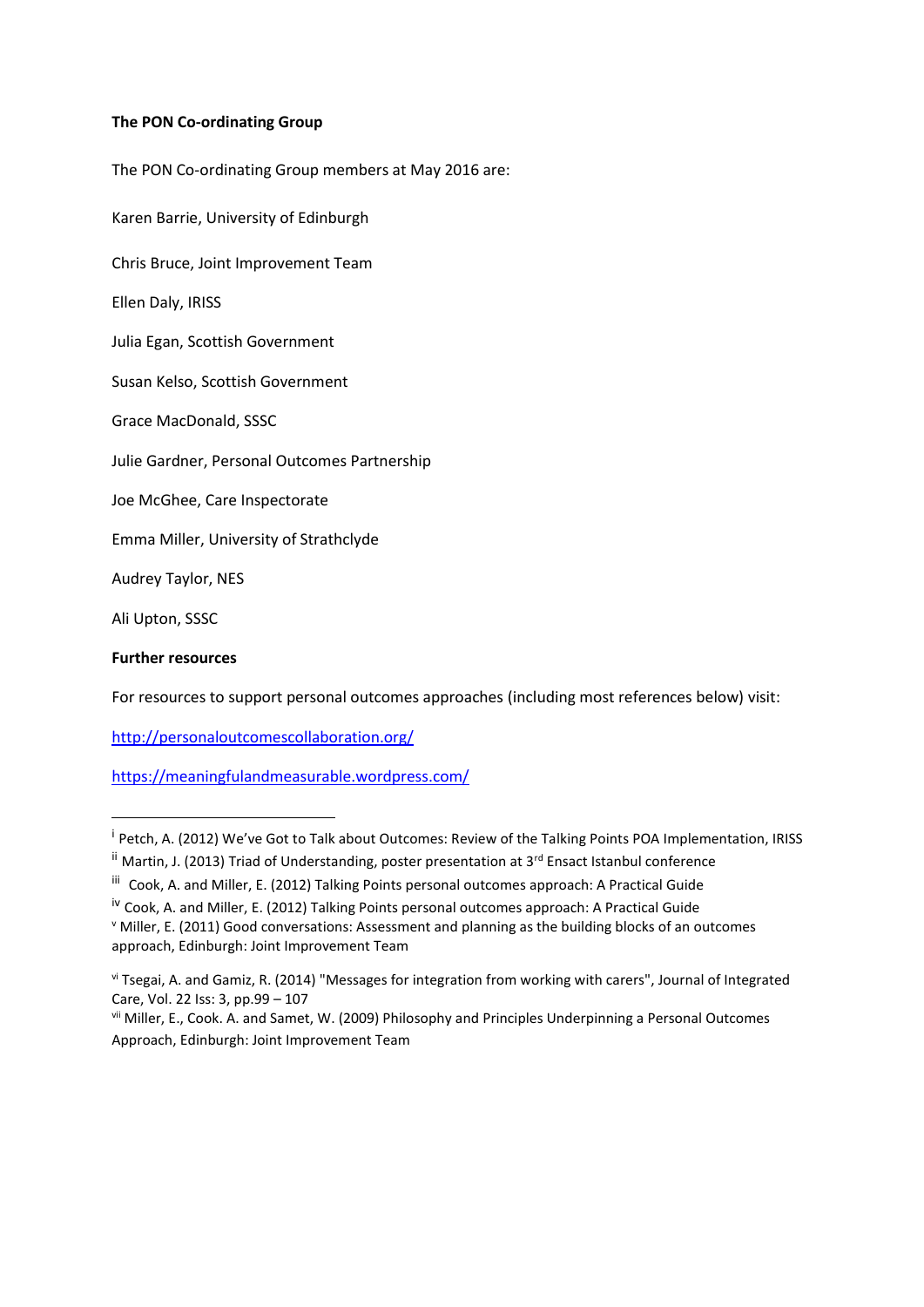**The PON Co-ordinating Group**

The PON Co-ordinating Group members at May 2016 are:

Karen Barrie, University of Edinburgh

Chris Bruce, Joint Improvement Team

Ellen Daly, IRISS

Julia Egan, Scottish Government

Susan Kelso, Scottish Government

Grace MacDonald, SSSC

Julie Gardner, Personal Outcomes Partnership

Joe McGhee, Care Inspectorate

Emma Miller, University of Strathclyde

Audrey Taylor, NES

Ali Upton, SSSC

**Further resources**

For resources to support personal outcomes approaches (including most references below) visit:

http://personaloutcomescollaboration.org/

https://meaningfulandmeasurable.wordpress.com/

---

[i] Petch, A. (2012) We've Got to Talk about Outcomes: Review of the Talking Points POA Implementation, IRISS

[ii] Martin, J. (2013) Triad of Understanding, poster presentation at 3rd Ensact Istanbul conference

[iii] Cook, A. and Miller, E. (2012) Talking Points personal outcomes approach: A Practical Guide

[iv] Cook, A. and Miller, E. (2012) Talking Points personal outcomes approach: A Practical Guide

[v] Miller, E. (2011) Good conversations: Assessment and planning as the building blocks of an outcomes approach, Edinburgh: Joint Improvement Team

[vi] Tsegai, A. and Gamiz, R. (2014) "Messages for integration from working with carers", Journal of Integrated Care, Vol. 22 Iss: 3, pp.99 – 107

[vii] Miller, E., Cook. A. and Samet, W. (2009) Philosophy and Principles Underpinning a Personal Outcomes Approach, Edinburgh: Joint Improvement Team